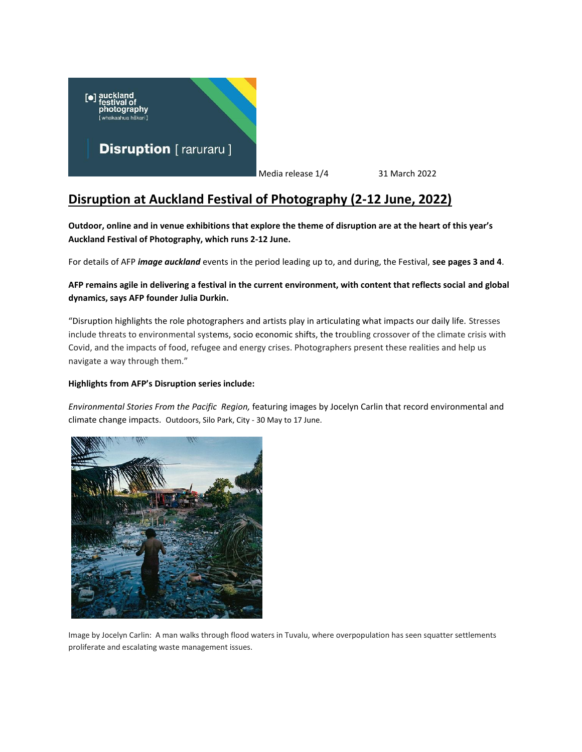Media release 1/4 31 March 2022

# Disruption at Auckland Festival of Photography (2-12 June, 2022)

**Outdoor, online and in venue exhibitions that explore the theme of disruption are at the heart of this year's Auckland Festival of Photography, which runs 2-12 June.**

For details of AFP ***image auckland*** events in the period leading up to, and during, the Festival, **see pages 3 and 4**.

**AFP remains agile in delivering a festival in the current environment, with content that reflects social and global dynamics, says AFP founder Julia Durkin.**

"Disruption highlights the role photographers and artists play in articulating what impacts our daily life. Stresses include threats to environmental systems, socio economic shifts, the troubling crossover of the climate crisis with Covid, and the impacts of food, refugee and energy crises. Photographers present these realities and help us navigate a way through them."

**Highlights from AFP's Disruption series include:**

*Environmental Stories From the Pacific Region,* featuring images by Jocelyn Carlin that record environmental and climate change impacts. Outdoors, Silo Park, City - 30 May to 17 June.

Image by Jocelyn Carlin: A man walks through flood waters in Tuvalu, where overpopulation has seen squatter settlements proliferate and escalating waste management issues.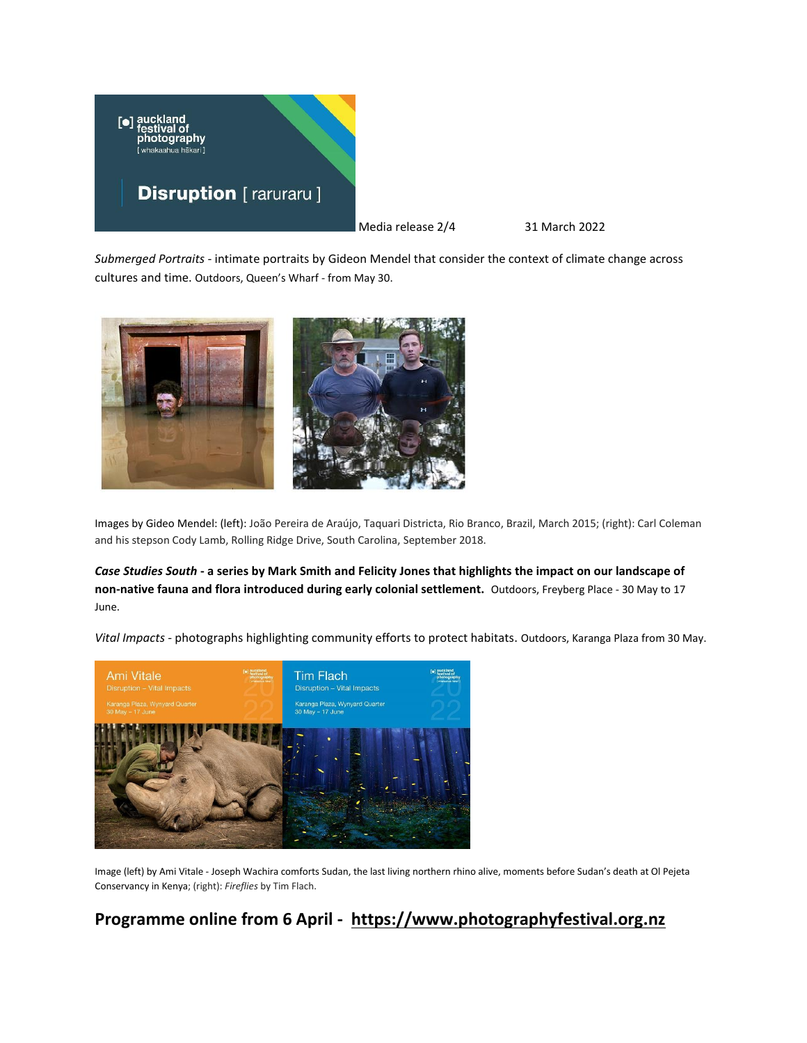Media release 2/4 31 March 2022

*Submerged Portraits* - intimate portraits by Gideon Mendel that consider the context of climate change across cultures and time. Outdoors, Queen's Wharf - from May 30.

Images by Gideo Mendel: (left): João Pereira de Araújo, Taquari Districta, Rio Branco, Brazil, March 2015; (right): Carl Coleman and his stepson Cody Lamb, Rolling Ridge Drive, South Carolina, September 2018.

***Case Studies South*** **- a series by Mark Smith and Felicity Jones that highlights the impact on our landscape of non-native fauna and flora introduced during early colonial settlement.** Outdoors, Freyberg Place - 30 May to 17 June.

*Vital Impacts* - photographs highlighting community efforts to protect habitats. Outdoors, Karanga Plaza from 30 May.

Image (left) by Ami Vitale - Joseph Wachira comforts Sudan, the last living northern rhino alive, moments before Sudan's death at Ol Pejeta Conservancy in Kenya; (right): *Fireflies* by Tim Flach.

## Programme online from 6 April - https://www.photographyfestival.org.nz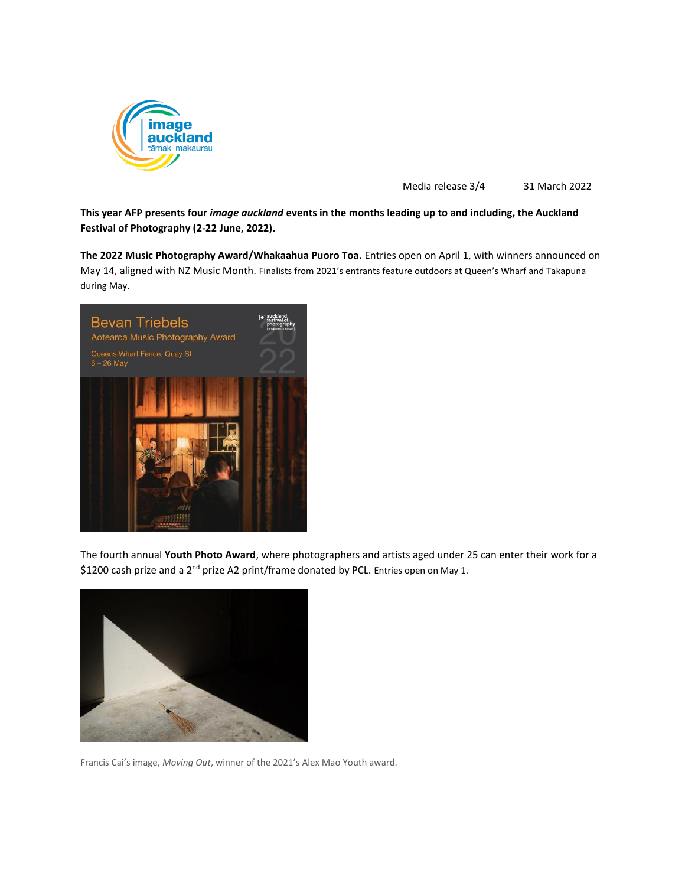Media release 3/4    31 March 2022

**This year AFP presents four *image auckland* events in the months leading up to and including, the Auckland Festival of Photography (2-22 June, 2022).**

**The 2022 Music Photography Award/Whakaahua Puoro Toa.** Entries open on April 1, with winners announced on May 14, aligned with NZ Music Month. Finalists from 2021's entrants feature outdoors at Queen's Wharf and Takapuna during May.

The fourth annual **Youth Photo Award**, where photographers and artists aged under 25 can enter their work for a $1200 cash prize and a 2nd prize A2 print/frame donated by PCL. Entries open on May 1.

Francis Cai's image, *Moving Out*, winner of the 2021's Alex Mao Youth award.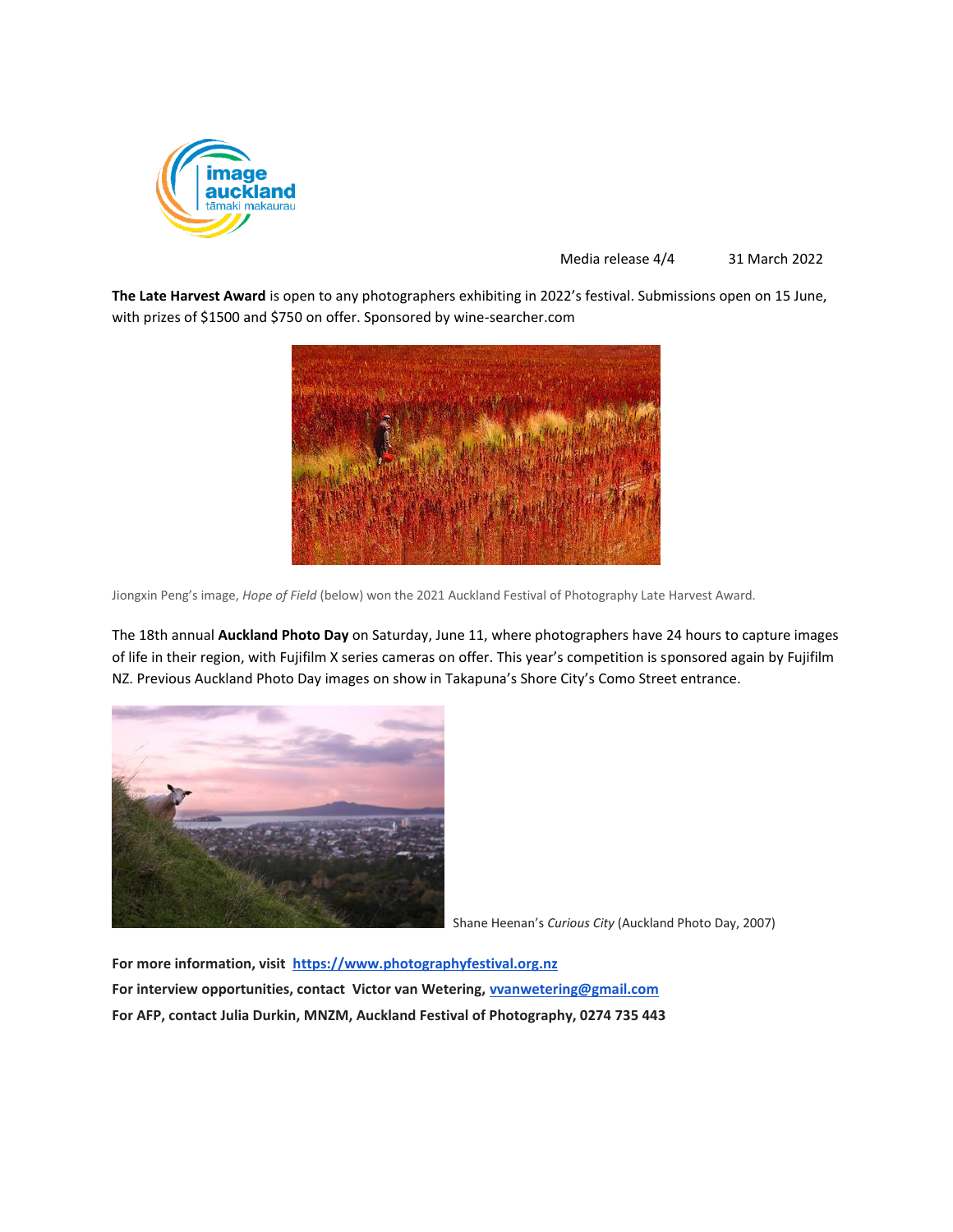image auckland
tāmaki makaurau

Media release 4/4 31 March 2022

**The Late Harvest Award** is open to any photographers exhibiting in 2022's festival. Submissions open on 15 June, with prizes of $1500 and $750 on offer. Sponsored by wine-searcher.com

Jiongxin Peng's image, *Hope of Field* (below) won the 2021 Auckland Festival of Photography Late Harvest Award.

The 18th annual **Auckland Photo Day** on Saturday, June 11, where photographers have 24 hours to capture images of life in their region, with Fujifilm X series cameras on offer. This year's competition is sponsored again by Fujifilm NZ. Previous Auckland Photo Day images on show in Takapuna's Shore City's Como Street entrance.

Shane Heenan's *Curious City* (Auckland Photo Day, 2007)

**For more information, visit [https://www.photographyfestival.org.nz](https://www.photographyfestival.org.nz)**
**For interview opportunities, contact Victor van Wetering, [vvanwetering@gmail.com](mailto:vvanwetering@gmail.com)**
**For AFP, contact Julia Durkin, MNZM, Auckland Festival of Photography, 0274 735 443**